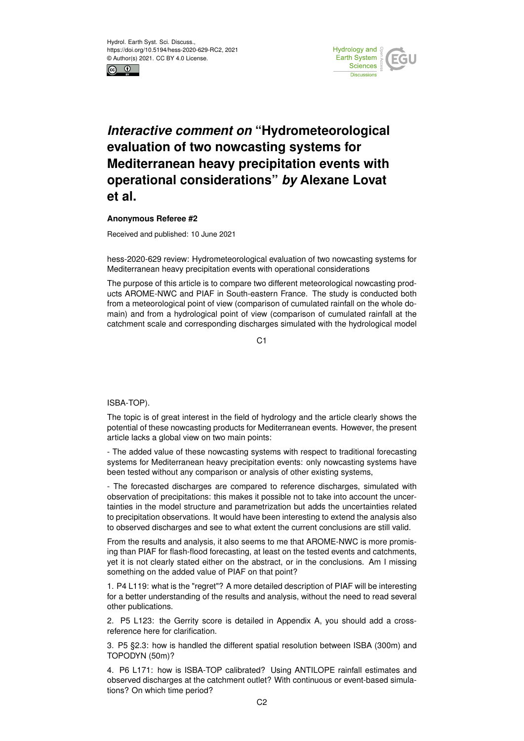Hydrol. Earth Syst. Sci. Discuss.,
https://doi.org/10.5194/hess-2020-629-RC2, 2021
© Author(s) 2021. CC BY 4.0 License.

# *Interactive comment on* "Hydrometeorological evaluation of two nowcasting systems for Mediterranean heavy precipitation events with operational considerations" *by* Alexane Lovat et al.

**Anonymous Referee #2**

Received and published: 10 June 2021

hess-2020-629 review: Hydrometeorological evaluation of two nowcasting systems for Mediterranean heavy precipitation events with operational considerations

The purpose of this article is to compare two different meteorological nowcasting products AROME-NWC and PIAF in South-eastern France. The study is conducted both from a meteorological point of view (comparison of cumulated rainfall on the whole domain) and from a hydrological point of view (comparison of cumulated rainfall at the catchment scale and corresponding discharges simulated with the hydrological model ISBA-TOP).

The topic is of great interest in the field of hydrology and the article clearly shows the potential of these nowcasting products for Mediterranean events. However, the present article lacks a global view on two main points:

- The added value of these nowcasting systems with respect to traditional forecasting systems for Mediterranean heavy precipitation events: only nowcasting systems have been tested without any comparison or analysis of other existing systems,

- The forecasted discharges are compared to reference discharges, simulated with observation of precipitations: this makes it possible not to take into account the uncertainties in the model structure and parametrization but adds the uncertainties related to precipitation observations. It would have been interesting to extend the analysis also to observed discharges and see to what extent the current conclusions are still valid.

From the results and analysis, it also seems to me that AROME-NWC is more promising than PIAF for flash-flood forecasting, at least on the tested events and catchments, yet it is not clearly stated either on the abstract, or in the conclusions. Am I missing something on the added value of PIAF on that point?

1. P4 L119: what is the "regret"? A more detailed description of PIAF will be interesting for a better understanding of the results and analysis, without the need to read several other publications.

2. P5 L123: the Gerrity score is detailed in Appendix A, you should add a cross-reference here for clarification.

3. P5 §2.3: how is handled the different spatial resolution between ISBA (300m) and TOPODYN (50m)?

4. P6 L171: how is ISBA-TOP calibrated? Using ANTILOPE rainfall estimates and observed discharges at the catchment outlet? With continuous or event-based simulations? On which time period?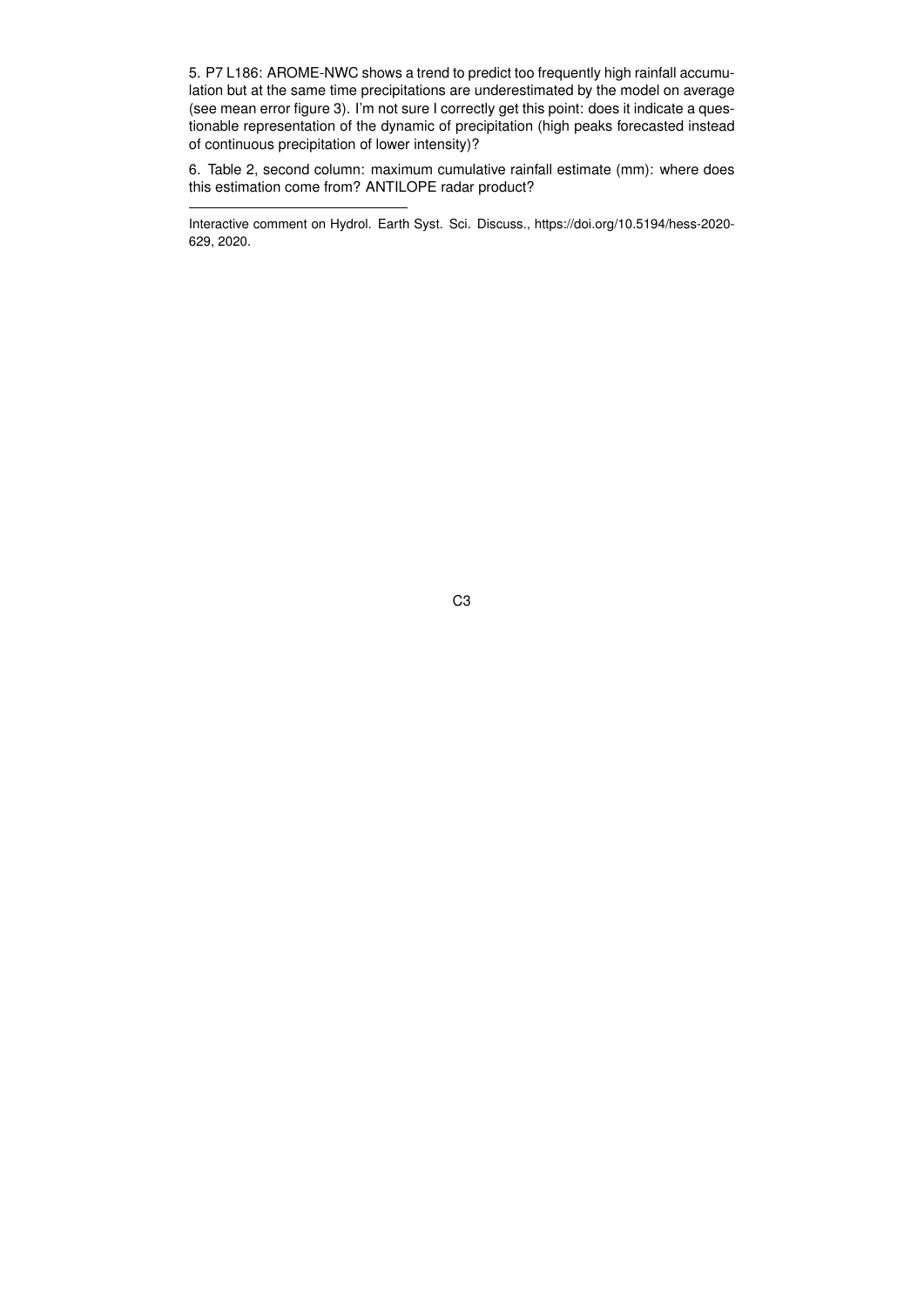5. P7 L186: AROME-NWC shows a trend to predict too frequently high rainfall accumulation but at the same time precipitations are underestimated by the model on average (see mean error figure 3). I'm not sure I correctly get this point: does it indicate a questionable representation of the dynamic of precipitation (high peaks forecasted instead of continuous precipitation of lower intensity)?

6. Table 2, second column: maximum cumulative rainfall estimate (mm): where does this estimation come from? ANTILOPE radar product?

---

Interactive comment on Hydrol. Earth Syst. Sci. Discuss., https://doi.org/10.5194/hess-2020-629, 2020.